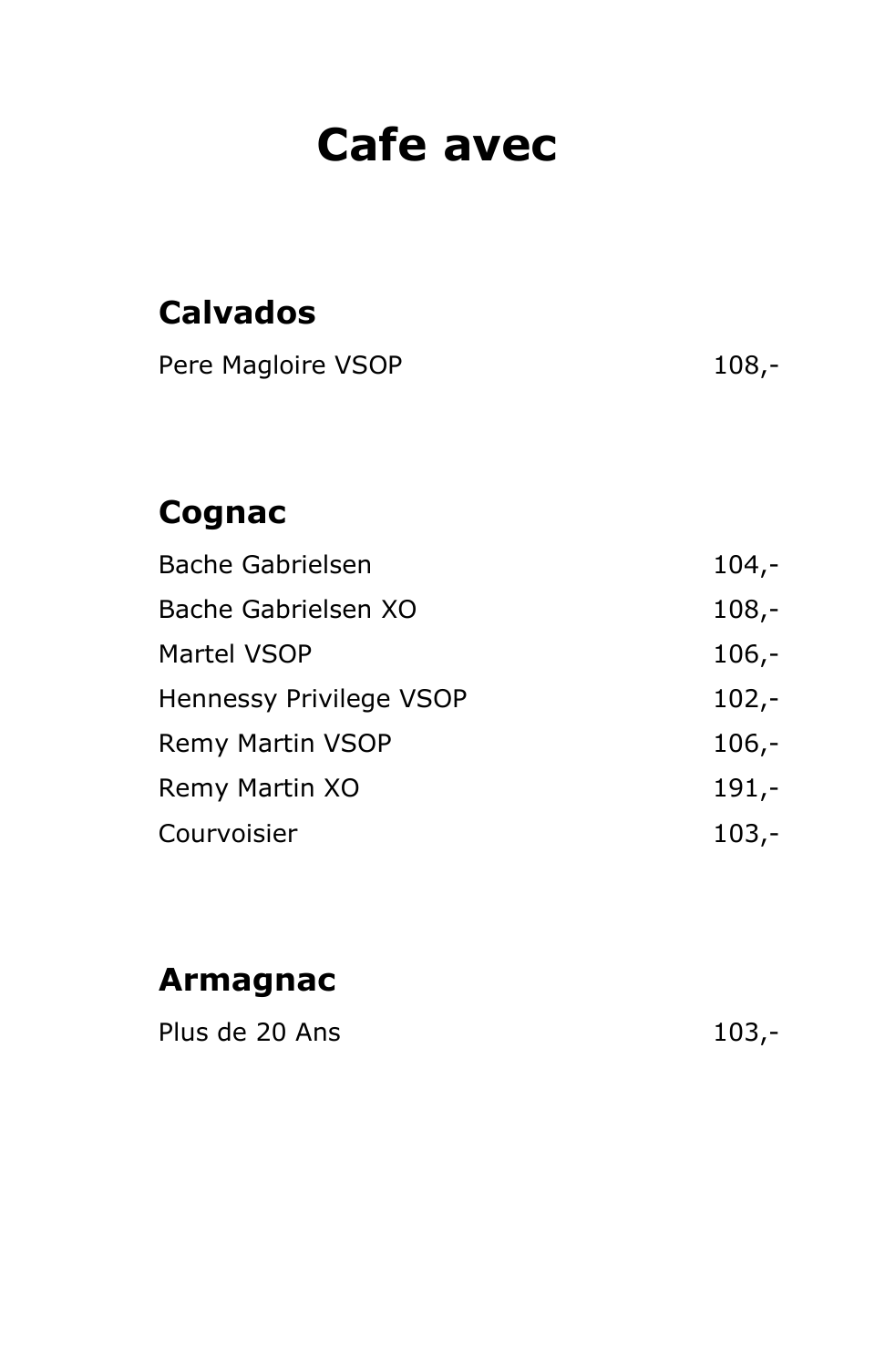# Cafe avec

## Calvados

| | |
|---|---|
| Pere Magloire VSOP | 108,- |

## Cognac

| | |
|---|---|
| Bache Gabrielsen | 104,- |
| Bache Gabrielsen XO | 108,- |
| Martel VSOP | 106,- |
| Hennessy Privilege VSOP | 102,- |
| Remy Martin VSOP | 106,- |
| Remy Martin XO | 191,- |
| Courvoisier | 103,- |

## Armagnac

| | |
|---|---|
| Plus de 20 Ans | 103,- |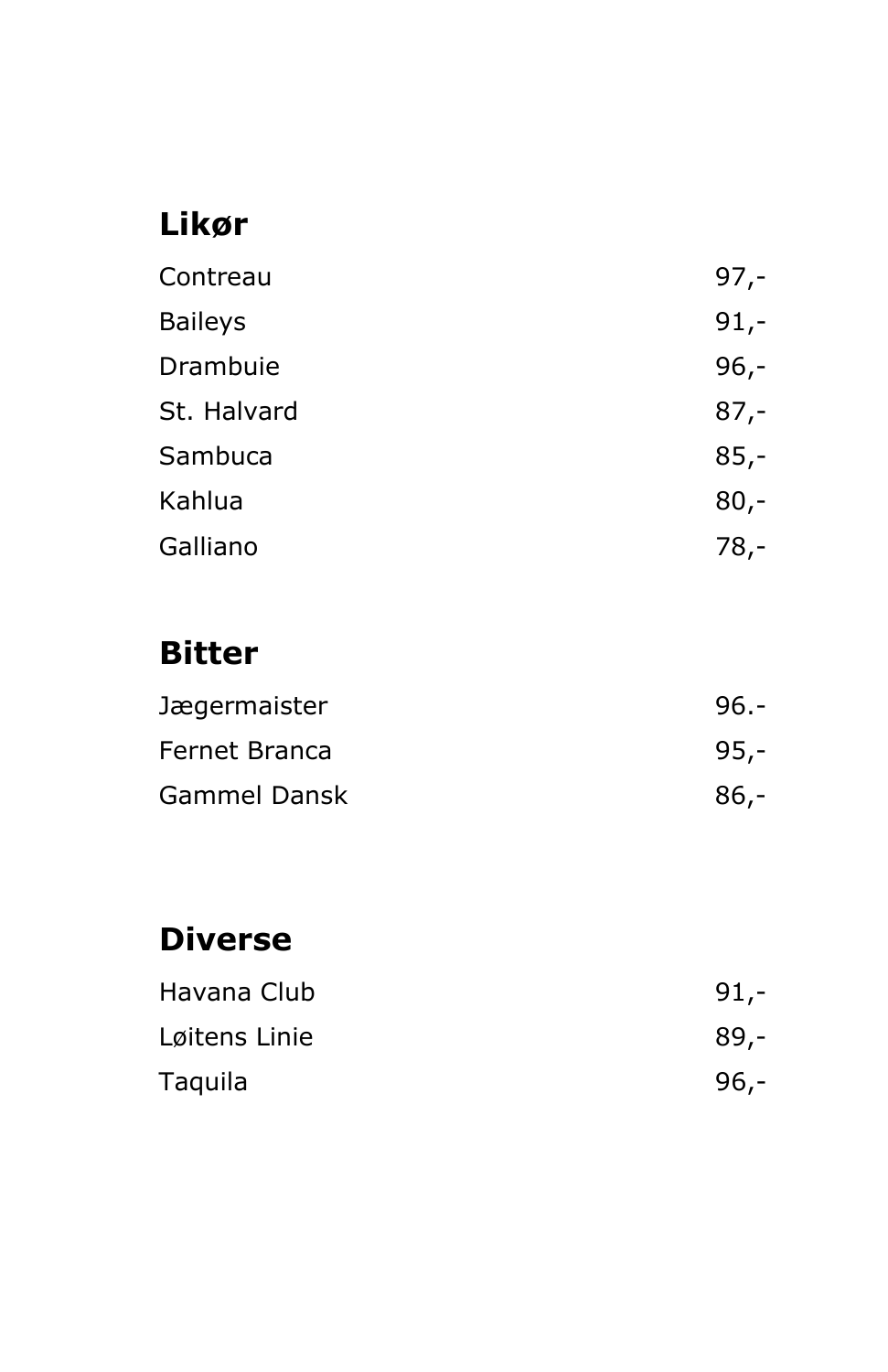## Likør

| | |
|---|---|
| Contreau | 97,- |
| Baileys | 91,- |
| Drambuie | 96,- |
| St. Halvard | 87,- |
| Sambuca | 85,- |
| Kahlua | 80,- |
| Galliano | 78,- |

## Bitter

| | |
|---|---|
| Jægermaister | 96.- |
| Fernet Branca | 95,- |
| Gammel Dansk | 86,- |

## Diverse

| | |
|---|---|
| Havana Club | 91,- |
| Løitens Linie | 89,- |
| Taquila | 96,- |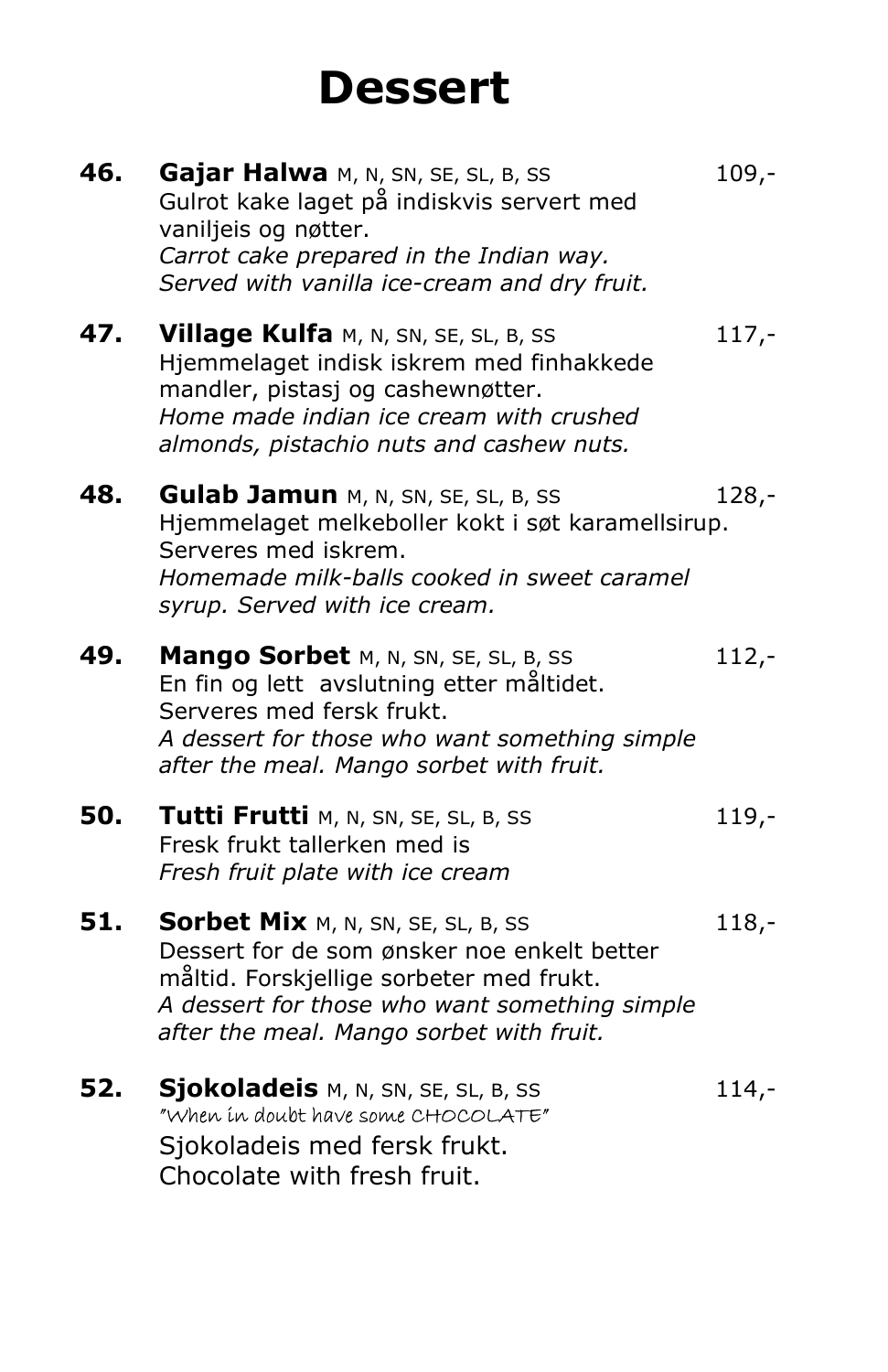# Dessert

**46. Gajar Halwa** M, N, SN, SE, SL, B, SS — 109,-
Gulrot kake laget på indiskvis servert med vaniljeis og nøtter.
*Carrot cake prepared in the Indian way. Served with vanilla ice-cream and dry fruit.*

**47. Village Kulfa** M, N, SN, SE, SL, B, SS — 117,-
Hjemmelaget indisk iskrem med finhakkede mandler, pistasj og cashewnøtter.
*Home made indian ice cream with crushed almonds, pistachio nuts and cashew nuts.*

**48. Gulab Jamun** M, N, SN, SE, SL, B, SS — 128,-
Hjemmelaget melkeboller kokt i søt karamellsirup. Serveres med iskrem.
*Homemade milk-balls cooked in sweet caramel syrup. Served with ice cream.*

**49. Mango Sorbet** M, N, SN, SE, SL, B, SS — 112,-
En fin og lett avslutning etter måltidet. Serveres med fersk frukt.
*A dessert for those who want something simple after the meal. Mango sorbet with fruit.*

**50. Tutti Frutti** M, N, SN, SE, SL, B, SS — 119,-
Fresk frukt tallerken med is
*Fresh fruit plate with ice cream*

**51. Sorbet Mix** M, N, SN, SE, SL, B, SS — 118,-
Dessert for de som ønsker noe enkelt better måltid. Forskjellige sorbeter med frukt.
*A dessert for those who want something simple after the meal. Mango sorbet with fruit.*

**52. Sjokoladeis** M, N, SN, SE, SL, B, SS — 114,-
"When in doubt have some CHOCOLATE"
Sjokoladeis med fersk frukt.
Chocolate with fresh fruit.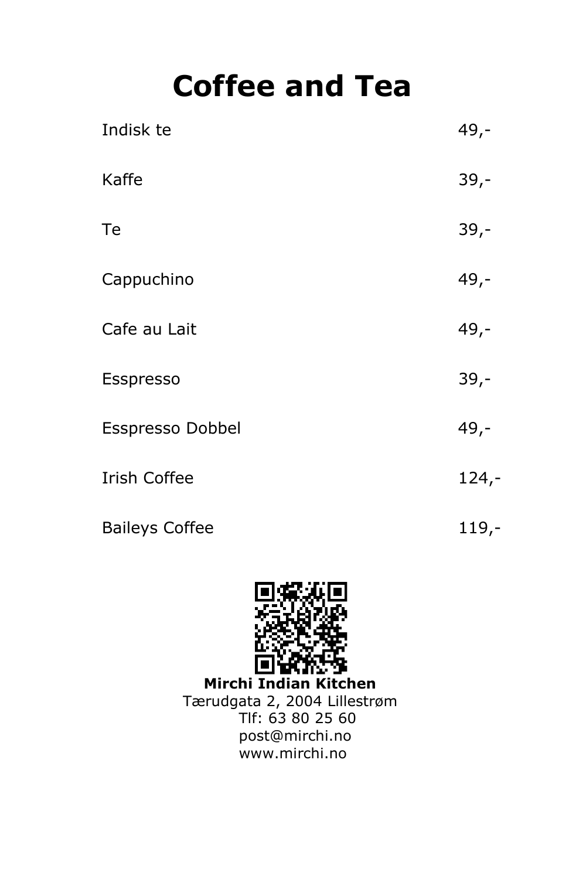# Coffee and Tea

| | |
|---|---|
| Indisk te | 49,- |
| Kaffe | 39,- |
| Te | 39,- |
| Cappuchino | 49,- |
| Cafe au Lait | 49,- |
| Esspresso | 39,- |
| Esspresso Dobbel | 49,- |
| Irish Coffee | 124,- |
| Baileys Coffee | 119,- |

**Mirchi Indian Kitchen**
Tærudgata 2, 2004 Lillestrøm
Tlf: 63 80 25 60
post@mirchi.no
www.mirchi.no